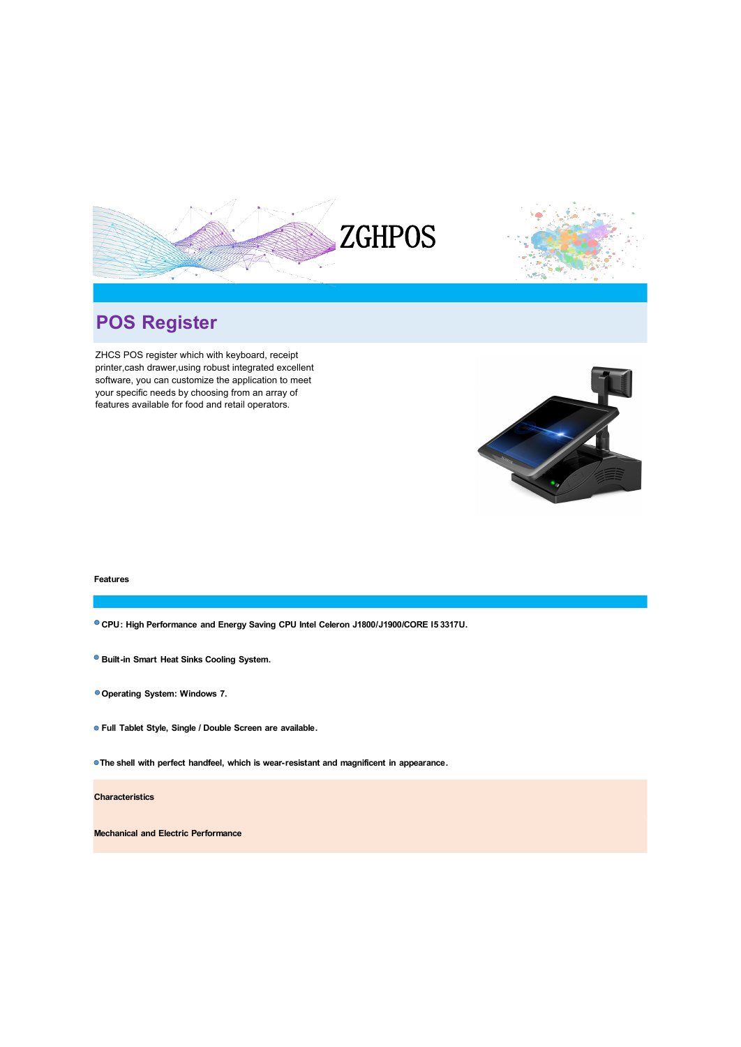# ZGHPOS

## POS Register

ZHCS POS register which with keyboard, receipt printer,cash drawer,using robust integrated excellent software, you can customize the application to meet your specific needs by choosing from an array of features available for food and retail operators.

### Features

- **CPU: High Performance and Energy Saving CPU Intel Celeron J1800/J1900/CORE I5 3317U.**
- **Built-in Smart Heat Sinks Cooling System.**
- **Operating System: Windows 7.**
- **Full Tablet Style, Single / Double Screen are available.**
- **The shell with perfect handfeel, which is wear-resistant and magnificent in appearance.**

### Characteristics

### Mechanical and Electric Performance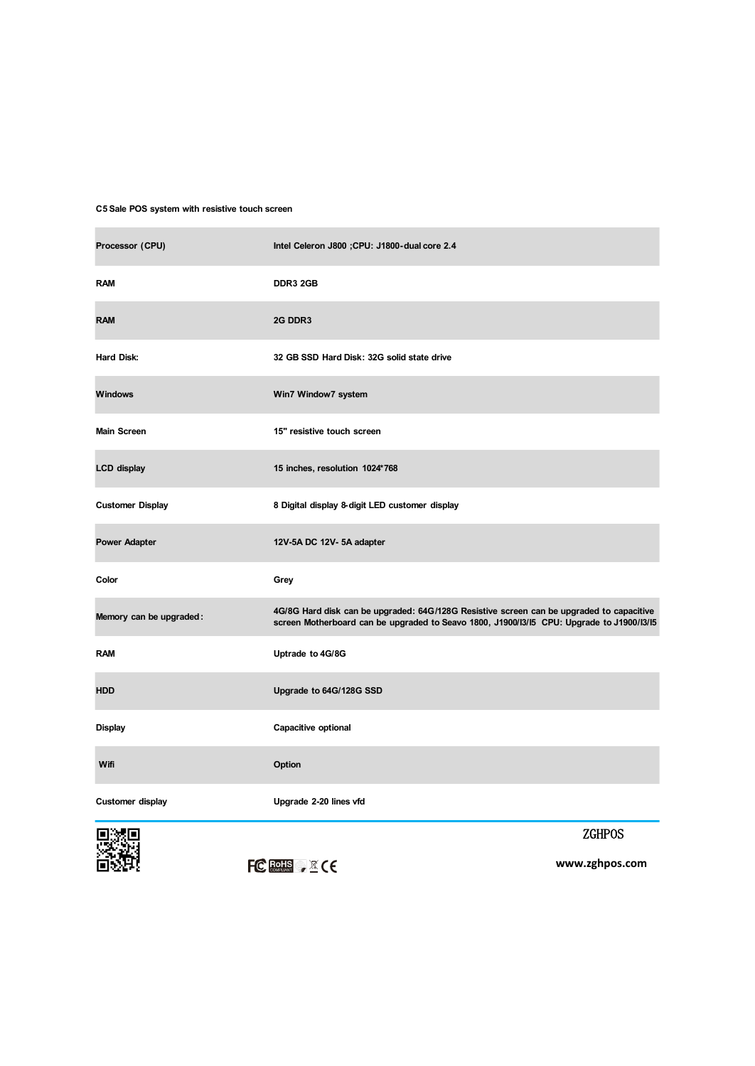C5 Sale POS system with resistive touch screen

| | |
|---|---|
| Processor (CPU) | Intel Celeron J800 ;CPU: J1800-dual core 2.4 |
| RAM | DDR3 2GB |
| RAM | 2G DDR3 |
| Hard Disk: | 32 GB SSD Hard Disk: 32G solid state drive |
| Windows | Win7 Window7 system |
| Main Screen | 15" resistive touch screen |
| LCD display | 15 inches, resolution 1024*768 |
| Customer Display | 8 Digital display 8-digit LED customer display |
| Power Adapter | 12V-5A DC 12V- 5A adapter |
| Color | Grey |
| Memory can be upgraded: | 4G/8G Hard disk can be upgraded: 64G/128G Resistive screen can be upgraded to capacitive screen Motherboard can be upgraded to Seavo 1800, J1900/I3/I5 CPU: Upgrade to J1900/I3/I5 |
| RAM | Uptrade to 4G/8G |
| HDD | Upgrade to 64G/128G SSD |
| Display | Capacitive optional |
| Wifi | Option |
| Customer display | Upgrade 2-20 lines vfd |

ZGHPOS

www.zghpos.com